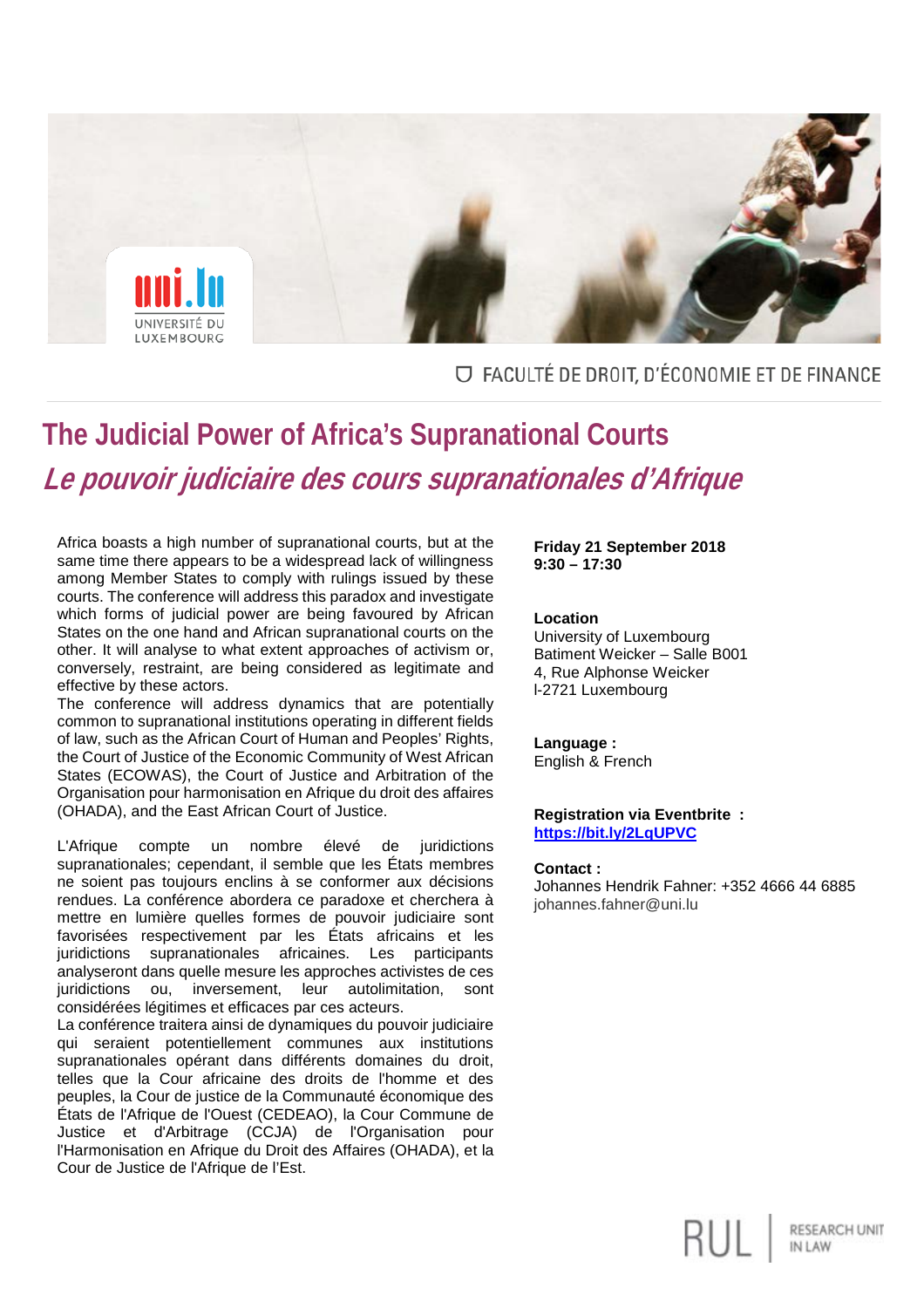FACULTÉ DE DROIT, D'ÉCONOMIE ET DE FINANCE

# The Judicial Power of Africa's Supranational Courts

## *Le pouvoir judiciaire des cours supranationales d'Afrique*

Africa boasts a high number of supranational courts, but at the same time there appears to be a widespread lack of willingness among Member States to comply with rulings issued by these courts. The conference will address this paradox and investigate which forms of judicial power are being favoured by African States on the one hand and African supranational courts on the other. It will analyse to what extent approaches of activism or, conversely, restraint, are being considered as legitimate and effective by these actors.

The conference will address dynamics that are potentially common to supranational institutions operating in different fields of law, such as the African Court of Human and Peoples' Rights, the Court of Justice of the Economic Community of West African States (ECOWAS), the Court of Justice and Arbitration of the Organisation pour harmonisation en Afrique du droit des affaires (OHADA), and the East African Court of Justice.

L'Afrique compte un nombre élevé de juridictions supranationales; cependant, il semble que les États membres ne soient pas toujours enclins à se conformer aux décisions rendues. La conférence abordera ce paradoxe et cherchera à mettre en lumière quelles formes de pouvoir judiciaire sont favorisées respectivement par les États africains et les juridictions supranationales africaines. Les participants analyseront dans quelle mesure les approches activistes de ces juridictions ou, inversement, leur autolimitation, sont considérées légitimes et efficaces par ces acteurs.

La conférence traitera ainsi de dynamiques du pouvoir judiciaire qui seraient potentiellement communes aux institutions supranationales opérant dans différents domaines du droit, telles que la Cour africaine des droits de l'homme et des peuples, la Cour de justice de la Communauté économique des États de l'Afrique de l'Ouest (CEDEAO), la Cour Commune de Justice et d'Arbitrage (CCJA) de l'Organisation pour l'Harmonisation en Afrique du Droit des Affaires (OHADA), et la Cour de Justice de l'Afrique de l'Est.

**Friday 21 September 2018**
**9:30 – 17:30**

**Location**
University of Luxembourg
Batiment Weicker – Salle B001
4, Rue Alphonse Weicker
l-2721 Luxembourg

**Language :**
English & French

**Registration via Eventbrite :**
**https://bit.ly/2LqUPVC**

**Contact :**
Johannes Hendrik Fahner: +352 4666 44 6885
johannes.fahner@uni.lu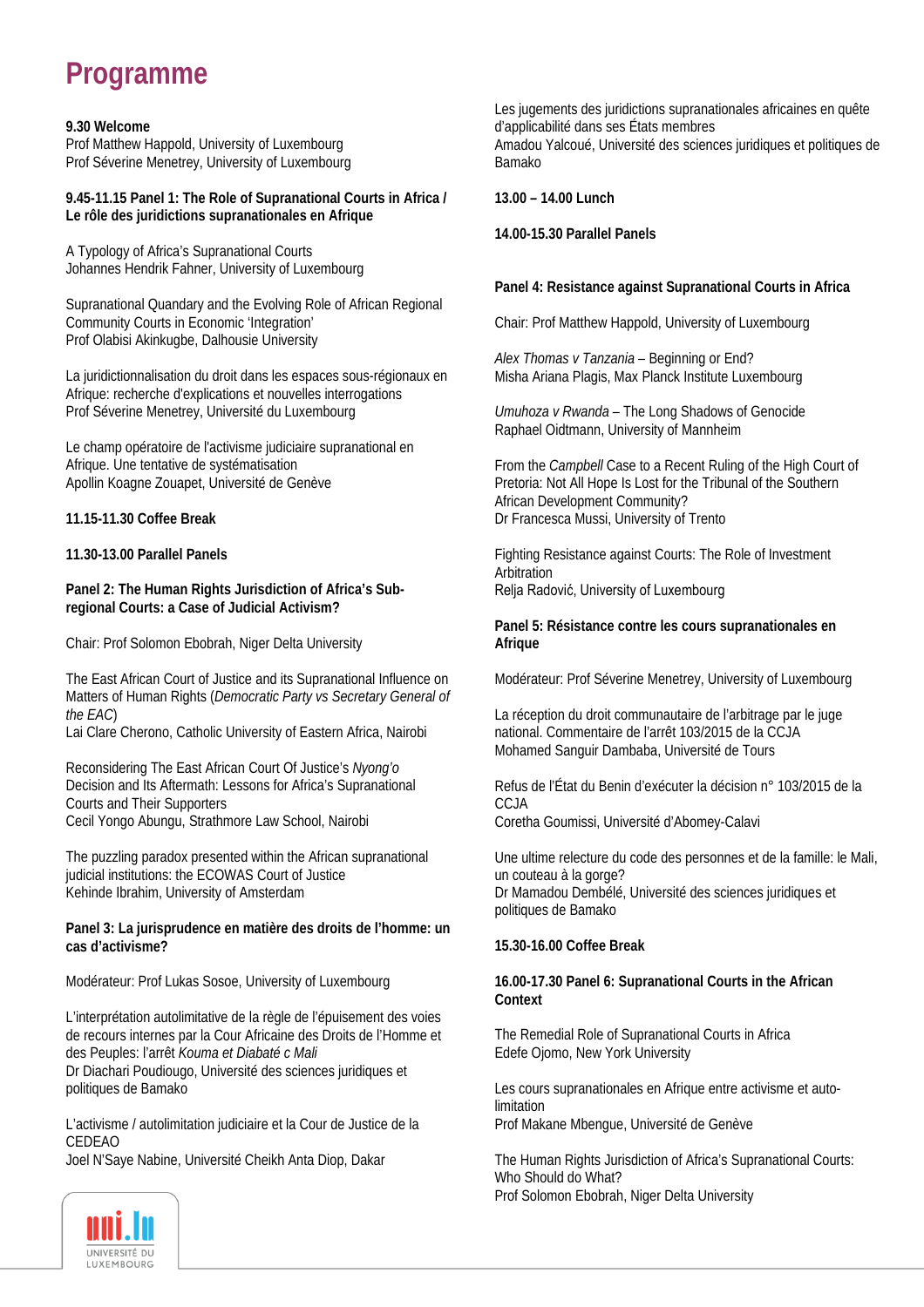# Programme

**9.30 Welcome**
Prof Matthew Happold, University of Luxembourg
Prof Séverine Menetrey, University of Luxembourg

**9.45-11.15 Panel 1: The Role of Supranational Courts in Africa / Le rôle des juridictions supranationales en Afrique**

A Typology of Africa's Supranational Courts
Johannes Hendrik Fahner, University of Luxembourg

Supranational Quandary and the Evolving Role of African Regional Community Courts in Economic 'Integration'
Prof Olabisi Akinkugbe, Dalhousie University

La juridictionnalisation du droit dans les espaces sous-régionaux en Afrique: recherche d'explications et nouvelles interrogations
Prof Séverine Menetrey, Université du Luxembourg

Le champ opératoire de l'activisme judiciaire supranational en Afrique. Une tentative de systématisation
Apollin Koagne Zouapet, Université de Genève

**11.15-11.30 Coffee Break**

**11.30-13.00 Parallel Panels**

**Panel 2: The Human Rights Jurisdiction of Africa's Sub-regional Courts: a Case of Judicial Activism?**

Chair: Prof Solomon Ebobrah, Niger Delta University

The East African Court of Justice and its Supranational Influence on Matters of Human Rights (*Democratic Party vs Secretary General of the EAC*)
Lai Clare Cherono, Catholic University of Eastern Africa, Nairobi

Reconsidering The East African Court Of Justice's *Nyong'o* Decision and Its Aftermath: Lessons for Africa's Supranational Courts and Their Supporters
Cecil Yongo Abungu, Strathmore Law School, Nairobi

The puzzling paradox presented within the African supranational judicial institutions: the ECOWAS Court of Justice
Kehinde Ibrahim, University of Amsterdam

**Panel 3: La jurisprudence en matière des droits de l'homme: un cas d'activisme?**

Modérateur: Prof Lukas Sosoe, University of Luxembourg

L'interprétation autolimitative de la règle de l'épuisement des voies de recours internes par la Cour Africaine des Droits de l'Homme et des Peuples: l'arrêt *Kouma et Diabaté c Mali*
Dr Diachari Poudiougo, Université des sciences juridiques et politiques de Bamako

L'activisme / autolimitation judiciaire et la Cour de Justice de la CEDEAO
Joel N'Saye Nabine, Université Cheikh Anta Diop, Dakar

Les jugements des juridictions supranationales africaines en quête d'applicabilité dans ses États membres
Amadou Yalcoué, Université des sciences juridiques et politiques de Bamako

**13.00 – 14.00 Lunch**

**14.00-15.30 Parallel Panels**

**Panel 4: Resistance against Supranational Courts in Africa**

Chair: Prof Matthew Happold, University of Luxembourg

*Alex Thomas v Tanzania* – Beginning or End?
Misha Ariana Plagis, Max Planck Institute Luxembourg

*Umuhoza v Rwanda* – The Long Shadows of Genocide
Raphael Oidtmann, University of Mannheim

From the *Campbell* Case to a Recent Ruling of the High Court of Pretoria: Not All Hope Is Lost for the Tribunal of the Southern African Development Community?
Dr Francesca Mussi, University of Trento

Fighting Resistance against Courts: The Role of Investment Arbitration
Relja Radović, University of Luxembourg

**Panel 5: Résistance contre les cours supranationales en Afrique**

Modérateur: Prof Séverine Menetrey, University of Luxembourg

La réception du droit communautaire de l'arbitrage par le juge national. Commentaire de l'arrêt 103/2015 de la CCJA
Mohamed Sanguir Dambaba, Université de Tours

Refus de l'État du Benin d'exécuter la décision n° 103/2015 de la CCJA
Coretha Goumissi, Université d'Abomey-Calavi

Une ultime relecture du code des personnes et de la famille: le Mali, un couteau à la gorge?
Dr Mamadou Dembélé, Université des sciences juridiques et politiques de Bamako

**15.30-16.00 Coffee Break**

**16.00-17.30 Panel 6: Supranational Courts in the African Context**

The Remedial Role of Supranational Courts in Africa
Edefe Ojomo, New York University

Les cours supranationales en Afrique entre activisme et auto-limitation
Prof Makane Mbengue, Université de Genève

The Human Rights Jurisdiction of Africa's Supranational Courts: Who Should do What?
Prof Solomon Ebobrah, Niger Delta University

uni.lu UNIVERSITÉ DU LUXEMBOURG